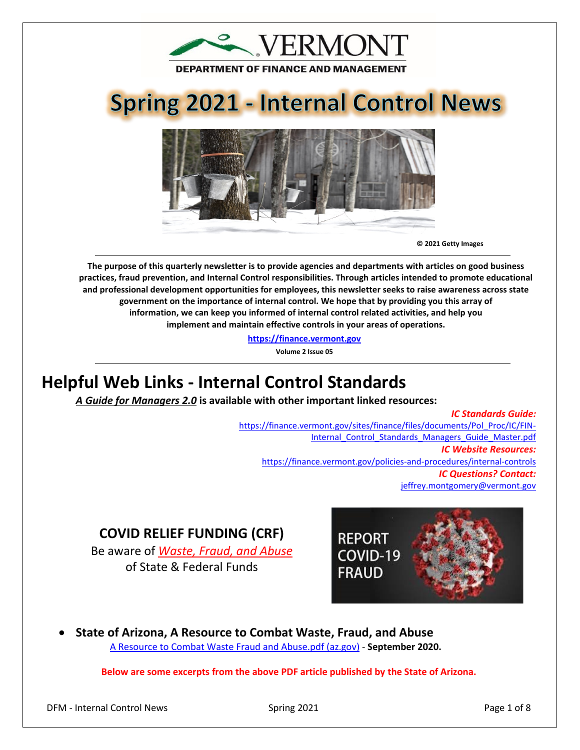VERMONT

DEPARTMENT OF FINANCE AND MANAGEMENT

# Spring 2021 - Internal Control News

© 2021 Getty Images

**The purpose of this quarterly newsletter is to provide agencies and departments with articles on good business practices, fraud prevention, and Internal Control responsibilities. Through articles intended to promote educational and professional development opportunities for employees, this newsletter seeks to raise awareness across state government on the importance of internal control. We hope that by providing you this array of information, we can keep you informed of internal control related activities, and help you implement and maintain effective controls in your areas of operations.**

**https://finance.vermont.gov**

**Volume 2 Issue 05**

## Helpful Web Links - Internal Control Standards

***A Guide for Managers 2.0*** **is available with other important linked resources:**

***IC Standards Guide:***
https://finance.vermont.gov/sites/finance/files/documents/Pol_Proc/IC/FIN-Internal_Control_Standards_Managers_Guide_Master.pdf

***IC Website Resources:***
https://finance.vermont.gov/policies-and-procedures/internal-controls

***IC Questions? Contact:***
jeffrey.montgomery@vermont.gov

### COVID RELIEF FUNDING (CRF)

Be aware of *Waste, Fraud, and Abuse* of State & Federal Funds

REPORT COVID-19 FRAUD

- **State of Arizona, A Resource to Combat Waste, Fraud, and Abuse**
  A Resource to Combat Waste Fraud and Abuse.pdf (az.gov) - **September 2020.**

**Below are some excerpts from the above PDF article published by the State of Arizona.**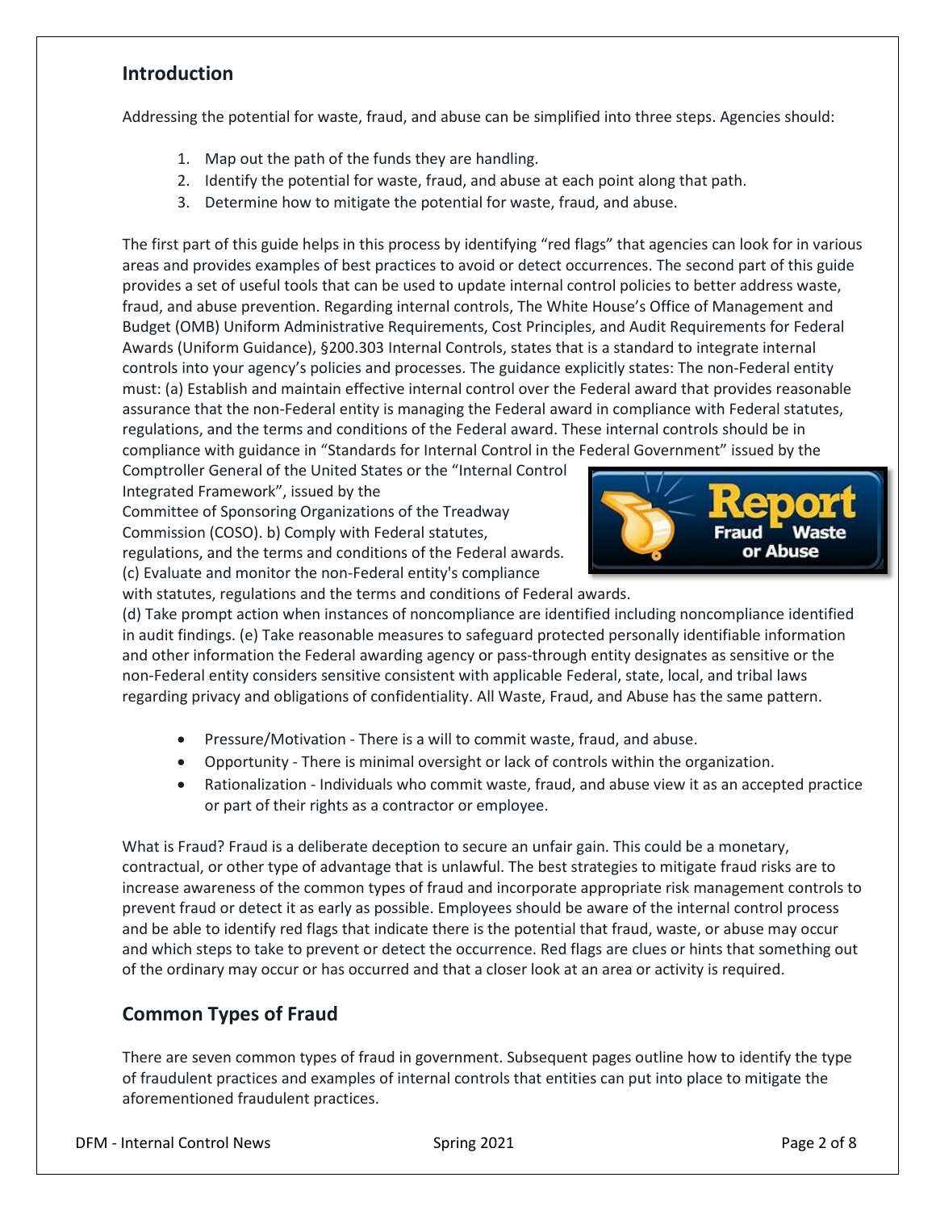## Introduction

Addressing the potential for waste, fraud, and abuse can be simplified into three steps. Agencies should:

1. Map out the path of the funds they are handling.
2. Identify the potential for waste, fraud, and abuse at each point along that path.
3. Determine how to mitigate the potential for waste, fraud, and abuse.

The first part of this guide helps in this process by identifying "red flags" that agencies can look for in various areas and provides examples of best practices to avoid or detect occurrences. The second part of this guide provides a set of useful tools that can be used to update internal control policies to better address waste, fraud, and abuse prevention. Regarding internal controls, The White House's Office of Management and Budget (OMB) Uniform Administrative Requirements, Cost Principles, and Audit Requirements for Federal Awards (Uniform Guidance), §200.303 Internal Controls, states that is a standard to integrate internal controls into your agency's policies and processes. The guidance explicitly states: The non-Federal entity must: (a) Establish and maintain effective internal control over the Federal award that provides reasonable assurance that the non-Federal entity is managing the Federal award in compliance with Federal statutes, regulations, and the terms and conditions of the Federal award. These internal controls should be in compliance with guidance in "Standards for Internal Control in the Federal Government" issued by the Comptroller General of the United States or the "Internal Control Integrated Framework", issued by the Committee of Sponsoring Organizations of the Treadway Commission (COSO). b) Comply with Federal statutes, regulations, and the terms and conditions of the Federal awards. (c) Evaluate and monitor the non-Federal entity's compliance with statutes, regulations and the terms and conditions of Federal awards.
(d) Take prompt action when instances of noncompliance are identified including noncompliance identified in audit findings. (e) Take reasonable measures to safeguard protected personally identifiable information and other information the Federal awarding agency or pass-through entity designates as sensitive or the non-Federal entity considers sensitive consistent with applicable Federal, state, local, and tribal laws regarding privacy and obligations of confidentiality. All Waste, Fraud, and Abuse has the same pattern.

- Pressure/Motivation - There is a will to commit waste, fraud, and abuse.
- Opportunity - There is minimal oversight or lack of controls within the organization.
- Rationalization - Individuals who commit waste, fraud, and abuse view it as an accepted practice or part of their rights as a contractor or employee.

What is Fraud? Fraud is a deliberate deception to secure an unfair gain. This could be a monetary, contractual, or other type of advantage that is unlawful. The best strategies to mitigate fraud risks are to increase awareness of the common types of fraud and incorporate appropriate risk management controls to prevent fraud or detect it as early as possible. Employees should be aware of the internal control process and be able to identify red flags that indicate there is the potential that fraud, waste, or abuse may occur and which steps to take to prevent or detect the occurrence. Red flags are clues or hints that something out of the ordinary may occur or has occurred and that a closer look at an area or activity is required.

## Common Types of Fraud

There are seven common types of fraud in government. Subsequent pages outline how to identify the type of fraudulent practices and examples of internal controls that entities can put into place to mitigate the aforementioned fraudulent practices.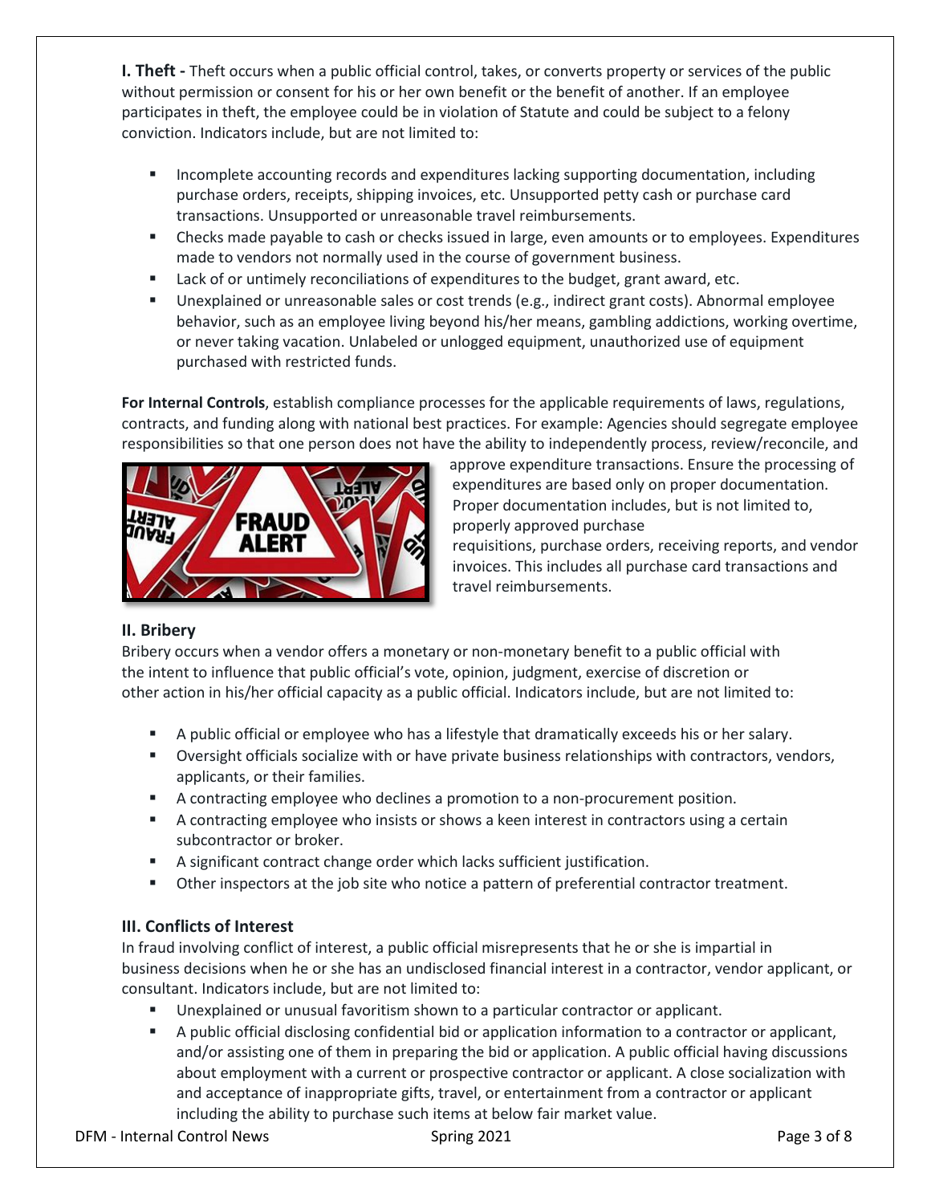**I. Theft -** Theft occurs when a public official control, takes, or converts property or services of the public without permission or consent for his or her own benefit or the benefit of another. If an employee participates in theft, the employee could be in violation of Statute and could be subject to a felony conviction. Indicators include, but are not limited to:

- Incomplete accounting records and expenditures lacking supporting documentation, including purchase orders, receipts, shipping invoices, etc. Unsupported petty cash or purchase card transactions. Unsupported or unreasonable travel reimbursements.
- Checks made payable to cash or checks issued in large, even amounts or to employees. Expenditures made to vendors not normally used in the course of government business.
- Lack of or untimely reconciliations of expenditures to the budget, grant award, etc.
- Unexplained or unreasonable sales or cost trends (e.g., indirect grant costs). Abnormal employee behavior, such as an employee living beyond his/her means, gambling addictions, working overtime, or never taking vacation. Unlabeled or unlogged equipment, unauthorized use of equipment purchased with restricted funds.

**For Internal Controls**, establish compliance processes for the applicable requirements of laws, regulations, contracts, and funding along with national best practices. For example: Agencies should segregate employee responsibilities so that one person does not have the ability to independently process, review/reconcile, and approve expenditure transactions. Ensure the processing of expenditures are based only on proper documentation. Proper documentation includes, but is not limited to, properly approved purchase requisitions, purchase orders, receiving reports, and vendor invoices. This includes all purchase card transactions and travel reimbursements.

### II. Bribery

Bribery occurs when a vendor offers a monetary or non-monetary benefit to a public official with the intent to influence that public official's vote, opinion, judgment, exercise of discretion or other action in his/her official capacity as a public official. Indicators include, but are not limited to:

- A public official or employee who has a lifestyle that dramatically exceeds his or her salary.
- Oversight officials socialize with or have private business relationships with contractors, vendors, applicants, or their families.
- A contracting employee who declines a promotion to a non-procurement position.
- A contracting employee who insists or shows a keen interest in contractors using a certain subcontractor or broker.
- A significant contract change order which lacks sufficient justification.
- Other inspectors at the job site who notice a pattern of preferential contractor treatment.

### III. Conflicts of Interest

In fraud involving conflict of interest, a public official misrepresents that he or she is impartial in business decisions when he or she has an undisclosed financial interest in a contractor, vendor applicant, or consultant. Indicators include, but are not limited to:

- Unexplained or unusual favoritism shown to a particular contractor or applicant.
- A public official disclosing confidential bid or application information to a contractor or applicant, and/or assisting one of them in preparing the bid or application. A public official having discussions about employment with a current or prospective contractor or applicant. A close socialization with and acceptance of inappropriate gifts, travel, or entertainment from a contractor or applicant including the ability to purchase such items at below fair market value.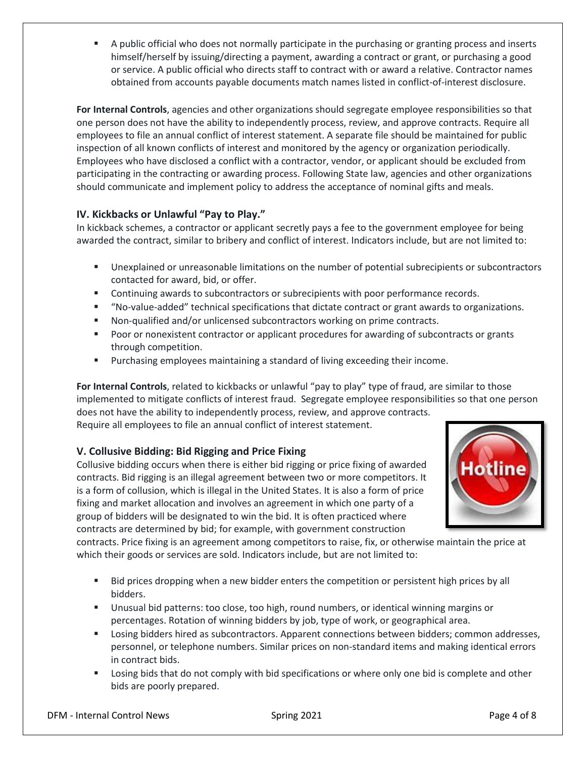- A public official who does not normally participate in the purchasing or granting process and inserts himself/herself by issuing/directing a payment, awarding a contract or grant, or purchasing a good or service. A public official who directs staff to contract with or award a relative. Contractor names obtained from accounts payable documents match names listed in conflict-of-interest disclosure.

**For Internal Controls**, agencies and other organizations should segregate employee responsibilities so that one person does not have the ability to independently process, review, and approve contracts. Require all employees to file an annual conflict of interest statement. A separate file should be maintained for public inspection of all known conflicts of interest and monitored by the agency or organization periodically. Employees who have disclosed a conflict with a contractor, vendor, or applicant should be excluded from participating in the contracting or awarding process. Following State law, agencies and other organizations should communicate and implement policy to address the acceptance of nominal gifts and meals.

### IV. Kickbacks or Unlawful "Pay to Play."

In kickback schemes, a contractor or applicant secretly pays a fee to the government employee for being awarded the contract, similar to bribery and conflict of interest. Indicators include, but are not limited to:

- Unexplained or unreasonable limitations on the number of potential subrecipients or subcontractors contacted for award, bid, or offer.
- Continuing awards to subcontractors or subrecipients with poor performance records.
- "No-value-added" technical specifications that dictate contract or grant awards to organizations.
- Non-qualified and/or unlicensed subcontractors working on prime contracts.
- Poor or nonexistent contractor or applicant procedures for awarding of subcontracts or grants through competition.
- Purchasing employees maintaining a standard of living exceeding their income.

**For Internal Controls**, related to kickbacks or unlawful "pay to play" type of fraud, are similar to those implemented to mitigate conflicts of interest fraud. Segregate employee responsibilities so that one person does not have the ability to independently process, review, and approve contracts.
Require all employees to file an annual conflict of interest statement.

### V. Collusive Bidding: Bid Rigging and Price Fixing

Collusive bidding occurs when there is either bid rigging or price fixing of awarded contracts. Bid rigging is an illegal agreement between two or more competitors. It is a form of collusion, which is illegal in the United States. It is also a form of price fixing and market allocation and involves an agreement in which one party of a group of bidders will be designated to win the bid. It is often practiced where contracts are determined by bid; for example, with government construction contracts. Price fixing is an agreement among competitors to raise, fix, or otherwise maintain the price at which their goods or services are sold. Indicators include, but are not limited to:

- Bid prices dropping when a new bidder enters the competition or persistent high prices by all bidders.
- Unusual bid patterns: too close, too high, round numbers, or identical winning margins or percentages. Rotation of winning bidders by job, type of work, or geographical area.
- Losing bidders hired as subcontractors. Apparent connections between bidders; common addresses, personnel, or telephone numbers. Similar prices on non-standard items and making identical errors in contract bids.
- Losing bids that do not comply with bid specifications or where only one bid is complete and other bids are poorly prepared.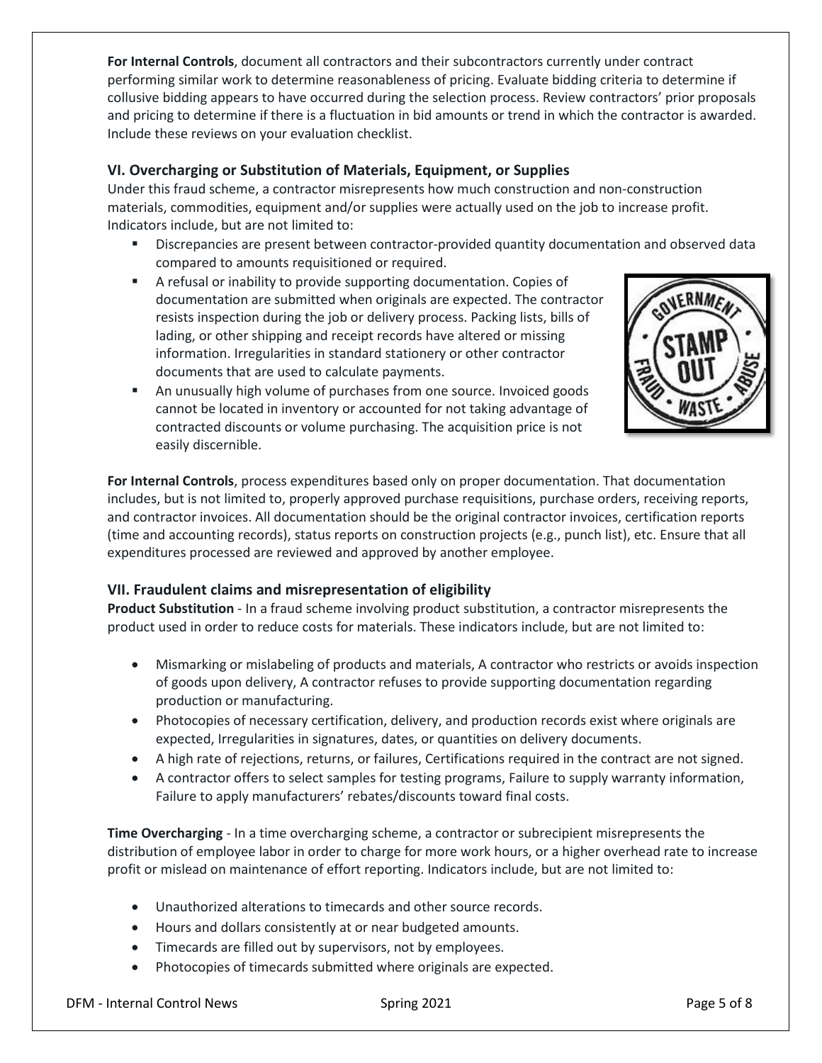**For Internal Controls**, document all contractors and their subcontractors currently under contract performing similar work to determine reasonableness of pricing. Evaluate bidding criteria to determine if collusive bidding appears to have occurred during the selection process. Review contractors' prior proposals and pricing to determine if there is a fluctuation in bid amounts or trend in which the contractor is awarded. Include these reviews on your evaluation checklist.

### VI. Overcharging or Substitution of Materials, Equipment, or Supplies

Under this fraud scheme, a contractor misrepresents how much construction and non-construction materials, commodities, equipment and/or supplies were actually used on the job to increase profit. Indicators include, but are not limited to:

- Discrepancies are present between contractor-provided quantity documentation and observed data compared to amounts requisitioned or required.
- A refusal or inability to provide supporting documentation. Copies of documentation are submitted when originals are expected. The contractor resists inspection during the job or delivery process. Packing lists, bills of lading, or other shipping and receipt records have altered or missing information. Irregularities in standard stationery or other contractor documents that are used to calculate payments.
- An unusually high volume of purchases from one source. Invoiced goods cannot be located in inventory or accounted for not taking advantage of contracted discounts or volume purchasing. The acquisition price is not easily discernible.

**For Internal Controls**, process expenditures based only on proper documentation. That documentation includes, but is not limited to, properly approved purchase requisitions, purchase orders, receiving reports, and contractor invoices. All documentation should be the original contractor invoices, certification reports (time and accounting records), status reports on construction projects (e.g., punch list), etc. Ensure that all expenditures processed are reviewed and approved by another employee.

### VII. Fraudulent claims and misrepresentation of eligibility

**Product Substitution** - In a fraud scheme involving product substitution, a contractor misrepresents the product used in order to reduce costs for materials. These indicators include, but are not limited to:

- Mismarking or mislabeling of products and materials, A contractor who restricts or avoids inspection of goods upon delivery, A contractor refuses to provide supporting documentation regarding production or manufacturing.
- Photocopies of necessary certification, delivery, and production records exist where originals are expected, Irregularities in signatures, dates, or quantities on delivery documents.
- A high rate of rejections, returns, or failures, Certifications required in the contract are not signed.
- A contractor offers to select samples for testing programs, Failure to supply warranty information, Failure to apply manufacturers' rebates/discounts toward final costs.

**Time Overcharging** - In a time overcharging scheme, a contractor or subrecipient misrepresents the distribution of employee labor in order to charge for more work hours, or a higher overhead rate to increase profit or mislead on maintenance of effort reporting. Indicators include, but are not limited to:

- Unauthorized alterations to timecards and other source records.
- Hours and dollars consistently at or near budgeted amounts.
- Timecards are filled out by supervisors, not by employees.
- Photocopies of timecards submitted where originals are expected.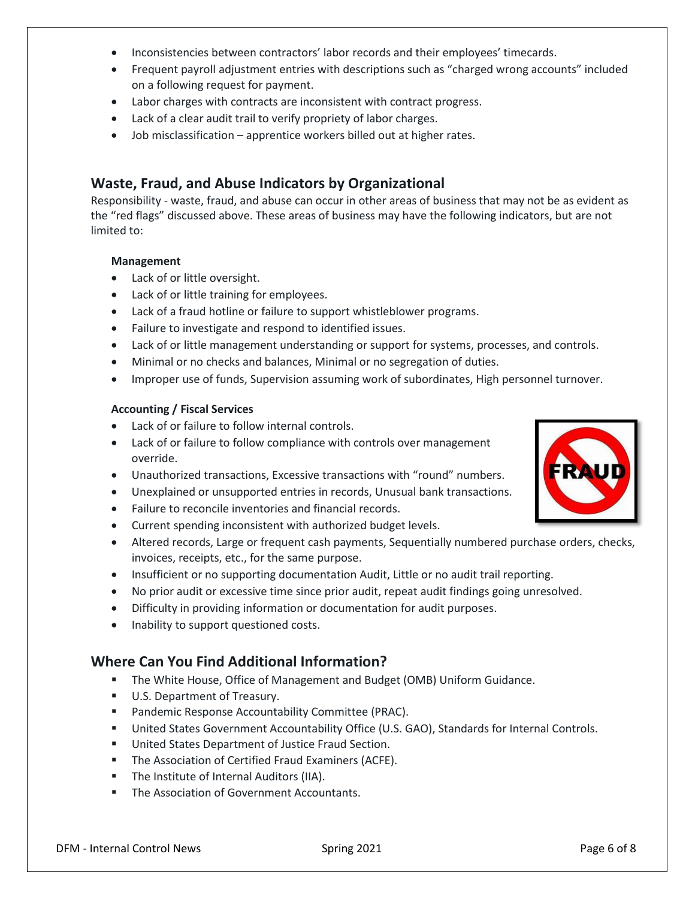- Inconsistencies between contractors' labor records and their employees' timecards.
- Frequent payroll adjustment entries with descriptions such as "charged wrong accounts" included on a following request for payment.
- Labor charges with contracts are inconsistent with contract progress.
- Lack of a clear audit trail to verify propriety of labor charges.
- Job misclassification – apprentice workers billed out at higher rates.

## Waste, Fraud, and Abuse Indicators by Organizational

Responsibility - waste, fraud, and abuse can occur in other areas of business that may not be as evident as the "red flags" discussed above. These areas of business may have the following indicators, but are not limited to:

**Management**

- Lack of or little oversight.
- Lack of or little training for employees.
- Lack of a fraud hotline or failure to support whistleblower programs.
- Failure to investigate and respond to identified issues.
- Lack of or little management understanding or support for systems, processes, and controls.
- Minimal or no checks and balances, Minimal or no segregation of duties.
- Improper use of funds, Supervision assuming work of subordinates, High personnel turnover.

**Accounting / Fiscal Services**

- Lack of or failure to follow internal controls.
- Lack of or failure to follow compliance with controls over management override.
- Unauthorized transactions, Excessive transactions with "round" numbers.
- Unexplained or unsupported entries in records, Unusual bank transactions.
- Failure to reconcile inventories and financial records.
- Current spending inconsistent with authorized budget levels.
- Altered records, Large or frequent cash payments, Sequentially numbered purchase orders, checks, invoices, receipts, etc., for the same purpose.
- Insufficient or no supporting documentation Audit, Little or no audit trail reporting.
- No prior audit or excessive time since prior audit, repeat audit findings going unresolved.
- Difficulty in providing information or documentation for audit purposes.
- Inability to support questioned costs.

## Where Can You Find Additional Information?

- The White House, Office of Management and Budget (OMB) Uniform Guidance.
- U.S. Department of Treasury.
- Pandemic Response Accountability Committee (PRAC).
- United States Government Accountability Office (U.S. GAO), Standards for Internal Controls.
- United States Department of Justice Fraud Section.
- The Association of Certified Fraud Examiners (ACFE).
- The Institute of Internal Auditors (IIA).
- The Association of Government Accountants.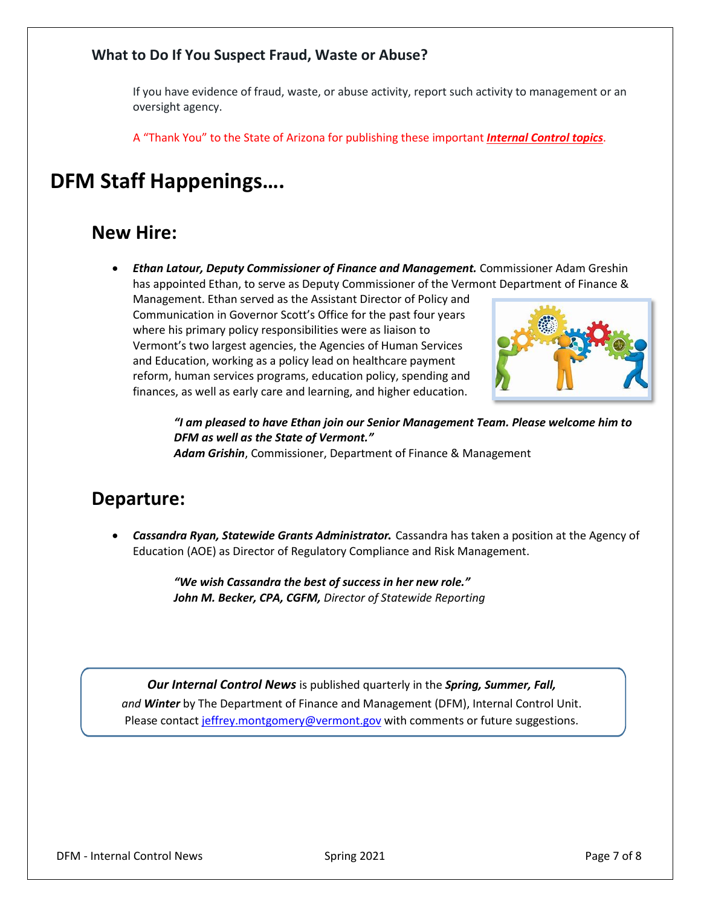### What to Do If You Suspect Fraud, Waste or Abuse?

If you have evidence of fraud, waste, or abuse activity, report such activity to management or an oversight agency.

A "Thank You" to the State of Arizona for publishing these important ***Internal Control topics***.

# DFM Staff Happenings….

## New Hire:

- ***Ethan Latour, Deputy Commissioner of Finance and Management.*** Commissioner Adam Greshin has appointed Ethan, to serve as Deputy Commissioner of the Vermont Department of Finance & Management. Ethan served as the Assistant Director of Policy and Communication in Governor Scott's Office for the past four years where his primary policy responsibilities were as liaison to Vermont's two largest agencies, the Agencies of Human Services and Education, working as a policy lead on healthcare payment reform, human services programs, education policy, spending and finances, as well as early care and learning, and higher education.

> ***"I am pleased to have Ethan join our Senior Management Team. Please welcome him to DFM as well as the State of Vermont."***
> ***Adam Grishin***, Commissioner, Department of Finance & Management

## Departure:

- ***Cassandra Ryan, Statewide Grants Administrator.*** Cassandra has taken a position at the Agency of Education (AOE) as Director of Regulatory Compliance and Risk Management.

> ***"We wish Cassandra the best of success in her new role."***
> ***John M. Becker, CPA, CGFM,*** *Director of Statewide Reporting*

***Our Internal Control News*** is published quarterly in the ***Spring, Summer, Fall,*** *and* ***Winter*** by The Department of Finance and Management (DFM), Internal Control Unit. Please contact jeffrey.montgomery@vermont.gov with comments or future suggestions.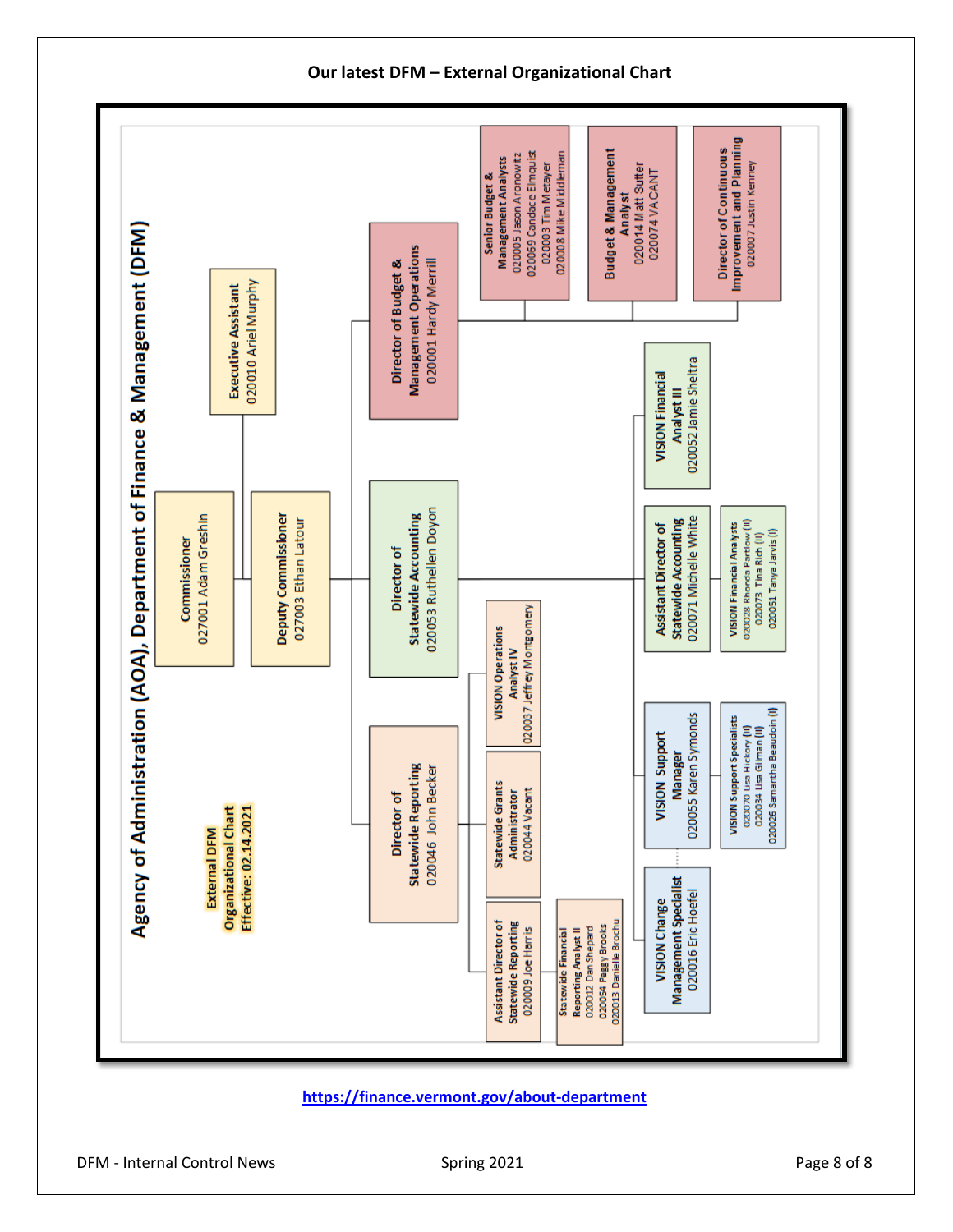**Our latest DFM – External Organizational Chart**

# Agency of Administration (AOA), Department of Finance & Management (DFM)

External DFM
Organizational Chart
Effective: 02.14.2021

Commissioner
027001 Adam Greshin

Executive Assistant
020010 Ariel Murphy

Deputy Commissioner
027003 Ethan Latour

Director of Budget & Management Operations
020001 Hardy Merrill

Senior Budget & Management Analysts
020005 Jason Aronowitz
020069 Candace Elmquist
020003 Tim Metayer
020008 Mike Middleman

Budget & Management Analyst
020014 Matt Sutter
020074 VACANT

Director of Continuous Improvement and Planning
020007 Justin Kenney

Director of Statewide Accounting
020053 Ruthellen Doyon

VISION Financial Analyst III
020052 Jamie Sheltra

Assistant Director of Statewide Accounting
020071 Michelle White

VISION Financial Analysts
020028 Rhonda Partlow (II)
020073 Tina Rich (II)
020051 Tanya Jarvis (I)

VISION Support Manager
020055 Karen Symonds

VISION Support Specialists
020070 Lisa Hickory (II)
020034 Lisa Gilman (II)
020026 Samantha Beaudoin (I)

VISION Change Management Specialist
020016 Eric Hoefel

Director of Statewide Reporting
020046 John Becker

VISION Operations Analyst IV
020037 Jeffrey Montgomery

Statewide Grants Administrator
020044 Vacant

Assistant Director of Statewide Reporting
020009 Joe Harris

Statewide Financial Reporting Analyst II
020012 Dan Shepard
020054 Peggy Brooks
020013 Danielle Brochu

https://finance.vermont.gov/about-department